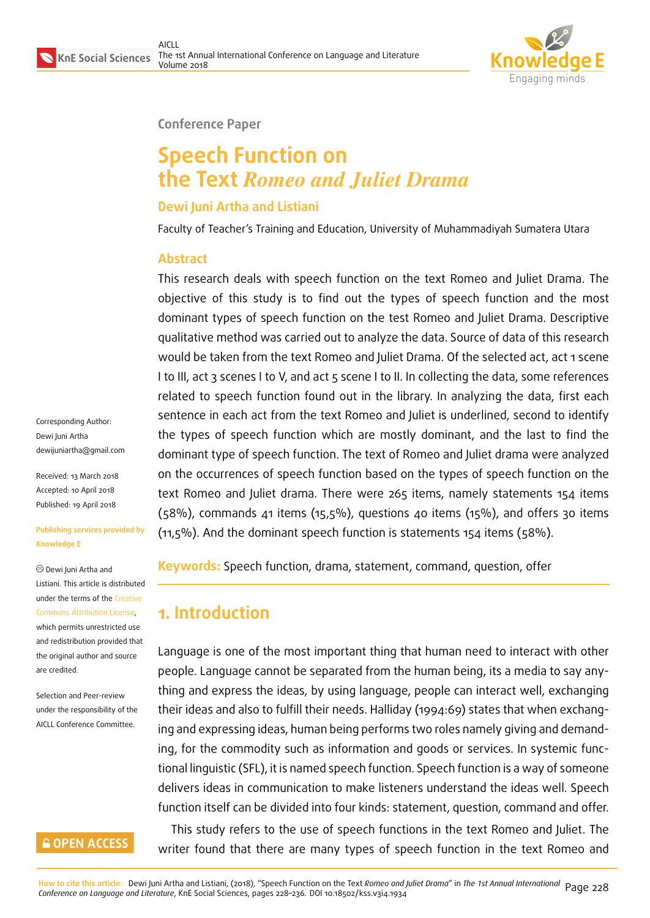Conference Paper

# Speech Function on the Text *Romeo and Juliet Drama*

**Dewi Juni Artha and Listiani**

Faculty of Teacher's Training and Education, University of Muhammadiyah Sumatera Utara

## Abstract

This research deals with speech function on the text Romeo and Juliet Drama. The objective of this study is to find out the types of speech function and the most dominant types of speech function on the test Romeo and Juliet Drama. Descriptive qualitative method was carried out to analyze the data. Source of data of this research would be taken from the text Romeo and Juliet Drama. Of the selected act, act 1 scene I to III, act 3 scenes I to V, and act 5 scene I to II. In collecting the data, some references related to speech function found out in the library. In analyzing the data, first each sentence in each act from the text Romeo and Juliet is underlined, second to identify the types of speech function which are mostly dominant, and the last to find the dominant type of speech function. The text of Romeo and Juliet drama were analyzed on the occurrences of speech function based on the types of speech function on the text Romeo and Juliet drama. There were 265 items, namely statements 154 items (58%), commands 41 items (15,5%), questions 40 items (15%), and offers 30 items (11,5%). And the dominant speech function is statements 154 items (58%).

**Keywords:** Speech function, drama, statement, command, question, offer

Corresponding Author:
Dewi Juni Artha
dewijuniartha@gmail.com

Received: 13 March 2018
Accepted: 10 April 2018
Published: 19 April 2018

Publishing services provided by Knowledge E

© Dewi Juni Artha and Listiani. This article is distributed under the terms of the Creative Commons Attribution License, which permits unrestricted use and redistribution provided that the original author and source are credited.

Selection and Peer-review under the responsibility of the AICLL Conference Committee.

## 1. Introduction

Language is one of the most important thing that human need to interact with other people. Language cannot be separated from the human being, its a media to say anything and express the ideas, by using language, people can interact well, exchanging their ideas and also to fulfill their needs. Halliday (1994:69) states that when exchanging and expressing ideas, human being performs two roles namely giving and demanding, for the commodity such as information and goods or services. In systemic functional linguistic (SFL), it is named speech function. Speech function is a way of someone delivers ideas in communication to make listeners understand the ideas well. Speech function itself can be divided into four kinds: statement, question, command and offer.

This study refers to the use of speech functions in the text Romeo and Juliet. The writer found that there are many types of speech function in the text Romeo and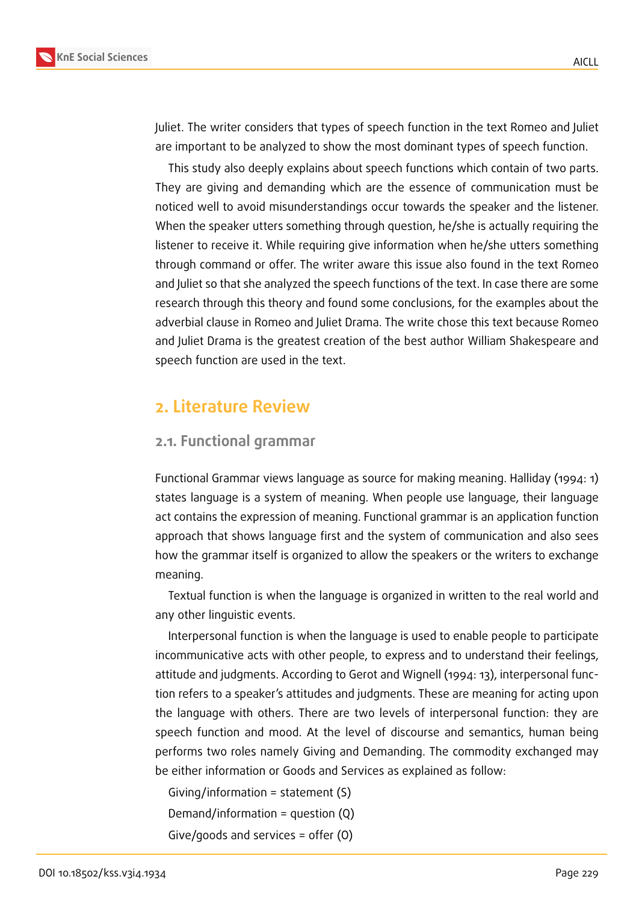Juliet. The writer considers that types of speech function in the text Romeo and Juliet are important to be analyzed to show the most dominant types of speech function.

This study also deeply explains about speech functions which contain of two parts. They are giving and demanding which are the essence of communication must be noticed well to avoid misunderstandings occur towards the speaker and the listener. When the speaker utters something through question, he/she is actually requiring the listener to receive it. While requiring give information when he/she utters something through command or offer. The writer aware this issue also found in the text Romeo and Juliet so that she analyzed the speech functions of the text. In case there are some research through this theory and found some conclusions, for the examples about the adverbial clause in Romeo and Juliet Drama. The write chose this text because Romeo and Juliet Drama is the greatest creation of the best author William Shakespeare and speech function are used in the text.

## 2. Literature Review

### 2.1. Functional grammar

Functional Grammar views language as source for making meaning. Halliday (1994: 1) states language is a system of meaning. When people use language, their language act contains the expression of meaning. Functional grammar is an application function approach that shows language first and the system of communication and also sees how the grammar itself is organized to allow the speakers or the writers to exchange meaning.

Textual function is when the language is organized in written to the real world and any other linguistic events.

Interpersonal function is when the language is used to enable people to participate incommunicative acts with other people, to express and to understand their feelings, attitude and judgments. According to Gerot and Wignell (1994: 13), interpersonal function refers to a speaker's attitudes and judgments. These are meaning for acting upon the language with others. There are two levels of interpersonal function: they are speech function and mood. At the level of discourse and semantics, human being performs two roles namely Giving and Demanding. The commodity exchanged may be either information or Goods and Services as explained as follow:

Giving/information = statement (S)

Demand/information = question (Q)

Give/goods and services = offer (O)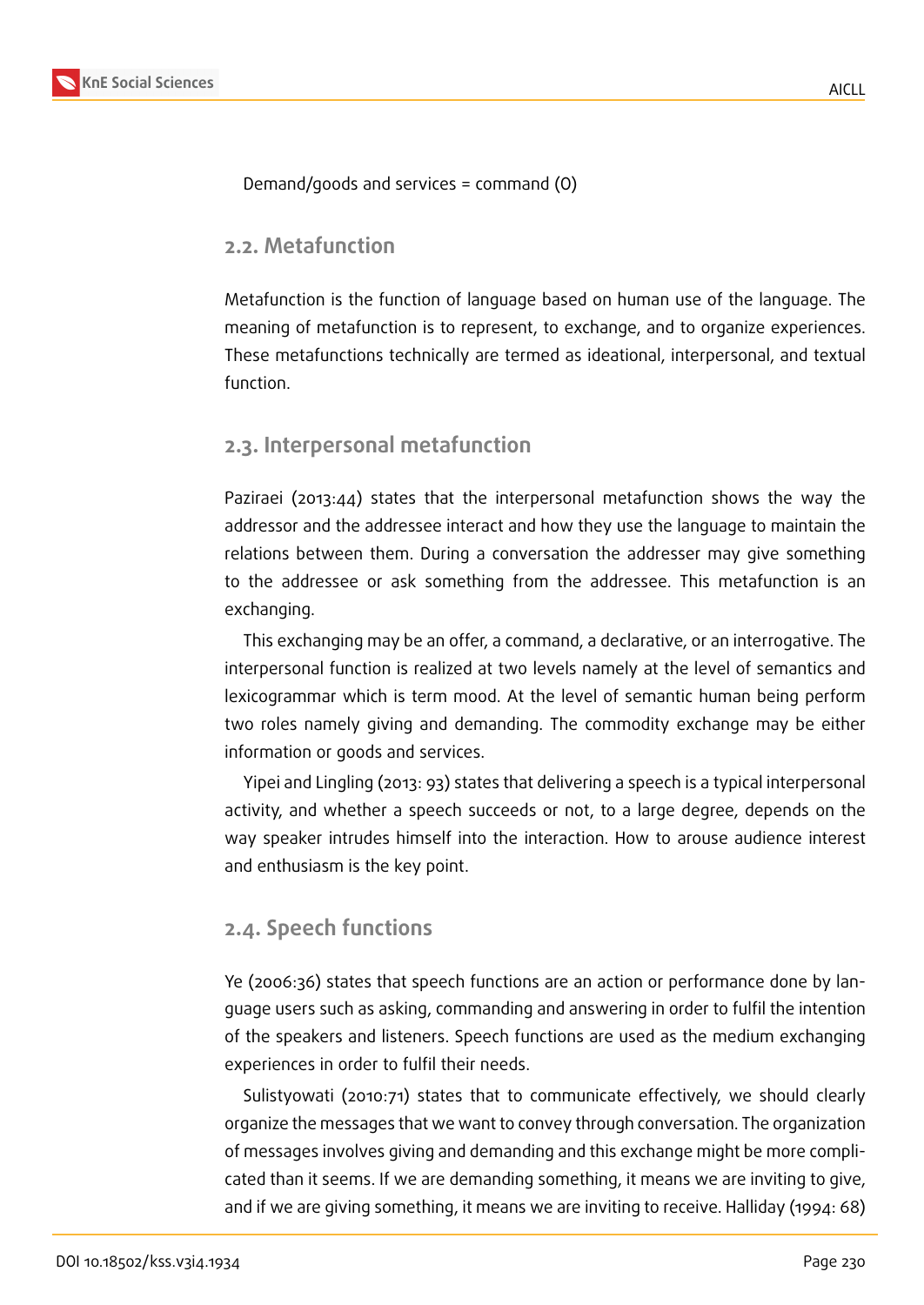Demand/goods and services = command (O)

## 2.2. Metafunction

Metafunction is the function of language based on human use of the language. The meaning of metafunction is to represent, to exchange, and to organize experiences. These metafunctions technically are termed as ideational, interpersonal, and textual function.

## 2.3. Interpersonal metafunction

Paziraei (2013:44) states that the interpersonal metafunction shows the way the addressor and the addressee interact and how they use the language to maintain the relations between them. During a conversation the addresser may give something to the addresee or ask something from the addressee. This metafunction is an exchanging.

This exchanging may be an offer, a command, a declarative, or an interrogative. The interpersonal function is realized at two levels namely at the level of semantics and lexicogrammar which is term mood. At the level of semantic human being perform two roles namely giving and demanding. The commodity exchange may be either information or goods and services.

Yipei and Lingling (2013: 93) states that delivering a speech is a typical interpersonal activity, and whether a speech succeeds or not, to a large degree, depends on the way speaker intrudes himself into the interaction. How to arouse audience interest and enthusiasm is the key point.

## 2.4. Speech functions

Ye (2006:36) states that speech functions are an action or performance done by language users such as asking, commanding and answering in order to fulfil the intention of the speakers and listeners. Speech functions are used as the medium exchanging experiences in order to fulfil their needs.

Sulistyowati (2010:71) states that to communicate effectively, we should clearly organize the messages that we want to convey through conversation. The organization of messages involves giving and demanding and this exchange might be more complicated than it seems. If we are demanding something, it means we are inviting to give, and if we are giving something, it means we are inviting to receive. Halliday (1994: 68)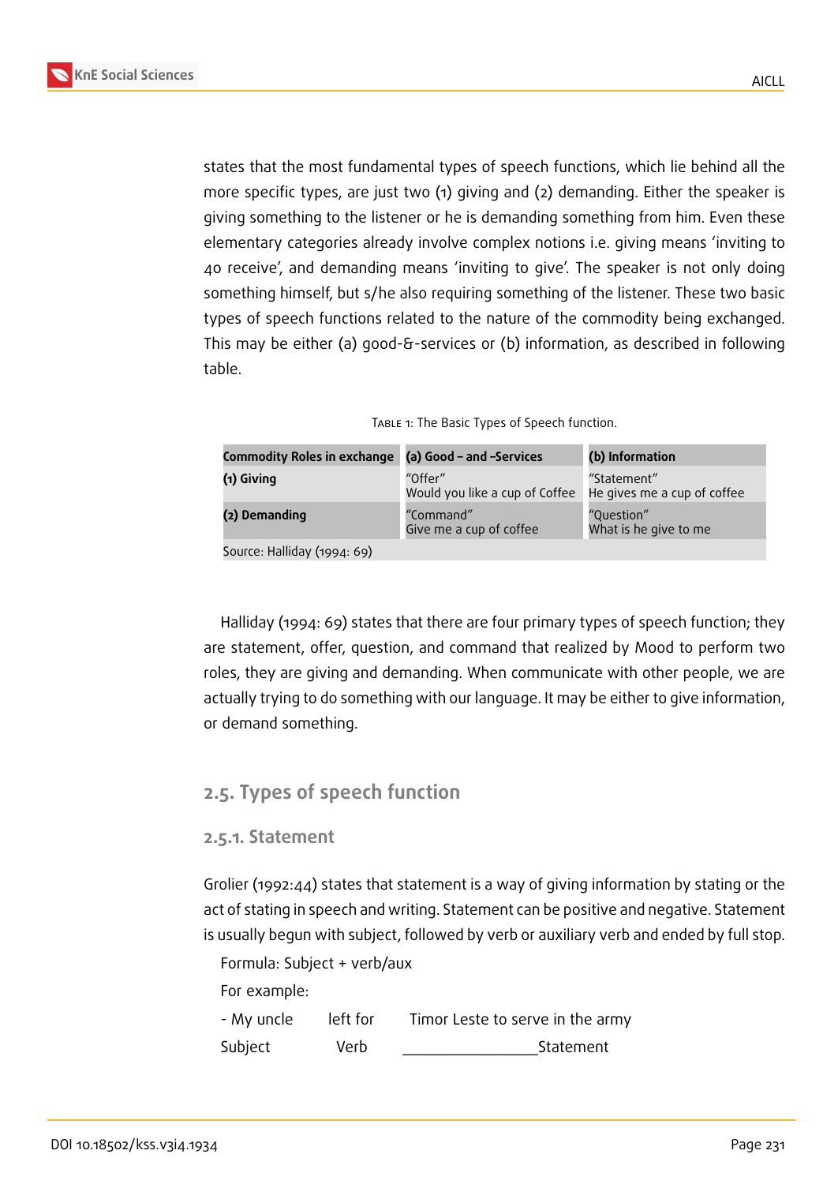states that the most fundamental types of speech functions, which lie behind all the more specific types, are just two (1) giving and (2) demanding. Either the speaker is giving something to the listener or he is demanding something from him. Even these elementary categories already involve complex notions i.e. giving means 'inviting to 40 receive', and demanding means 'inviting to give'. The speaker is not only doing something himself, but s/he also requiring something of the listener. These two basic types of speech functions related to the nature of the commodity being exchanged. This may be either (a) good-&-services or (b) information, as described in following table.

Table 1: The Basic Types of Speech function.

| Commodity Roles in exchange | (a) Good – and –Services | (b) Information |
|---|---|---|
| (1) Giving | "Offer"<br>Would you like a cup of Coffee | "Statement"<br>He gives me a cup of coffee |
| (2) Demanding | "Command"<br>Give me a cup of coffee | "Question"<br>What is he give to me |
| Source: Halliday (1994: 69) | | |

Halliday (1994: 69) states that there are four primary types of speech function; they are statement, offer, question, and command that realized by Mood to perform two roles, they are giving and demanding. When communicate with other people, we are actually trying to do something with our language. It may be either to give information, or demand something.

## 2.5. Types of speech function

### 2.5.1. Statement

Grolier (1992:44) states that statement is a way of giving information by stating or the act of stating in speech and writing. Statement can be positive and negative. Statement is usually begun with subject, followed by verb or auxiliary verb and ended by full stop.

Formula: Subject + verb/aux

For example:

- My uncle left for Timor Leste to serve in the army

Subject Verb _________________Statement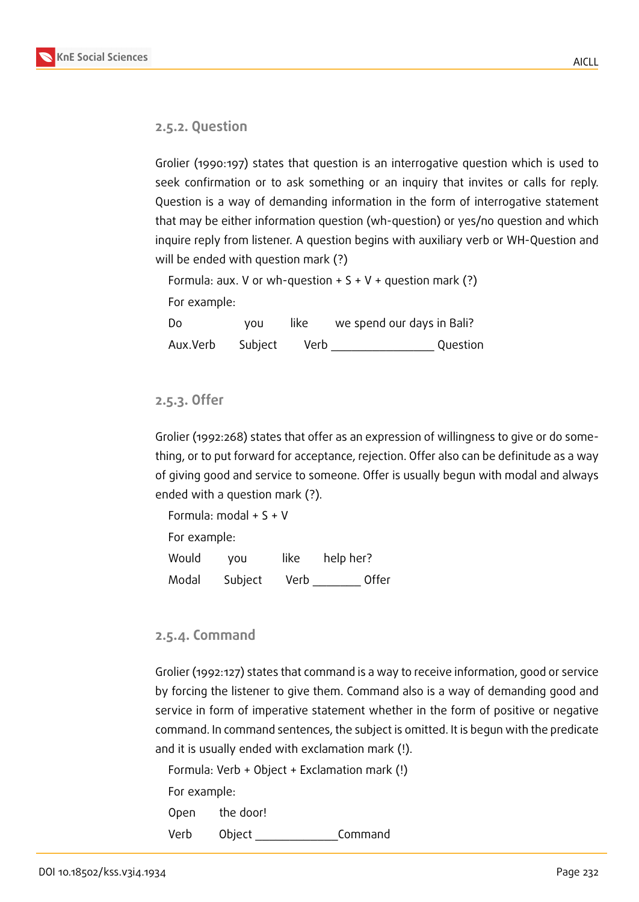#### 2.5.2. Question

Grolier (1990:197) states that question is an interrogative question which is used to seek confirmation or to ask something or an inquiry that invites or calls for reply. Question is a way of demanding information in the form of interrogative statement that may be either information question (wh-question) or yes/no question and which inquire reply from listener. A question begins with auxiliary verb or WH-Question and will be ended with question mark (?)

Formula: aux. V or wh-question + S + V + question mark (?)

For example:

| Do | you | like | we spend our days in Bali? |
|---|---|---|---|
| Aux.Verb | Subject | Verb _______________ | Question |

#### 2.5.3. Offer

Grolier (1992:268) states that offer as an expression of willingness to give or do something, or to put forward for acceptance, rejection. Offer also can be definitude as a way of giving good and service to someone. Offer is usually begun with modal and always ended with a question mark (?).

Formula: modal + S + V

For example:

| Would | you | like | help her? |
|---|---|---|---|
| Modal | Subject | Verb _______ | Offer |

#### 2.5.4. Command

Grolier (1992:127) states that command is a way to receive information, good or service by forcing the listener to give them. Command also is a way of demanding good and service in form of imperative statement whether in the form of positive or negative command. In command sentences, the subject is omitted. It is begun with the predicate and it is usually ended with exclamation mark (!).

Formula: Verb + Object + Exclamation mark (!)

For example:

| Open | the door! |
|---|---|
| Verb | Object _____________Command |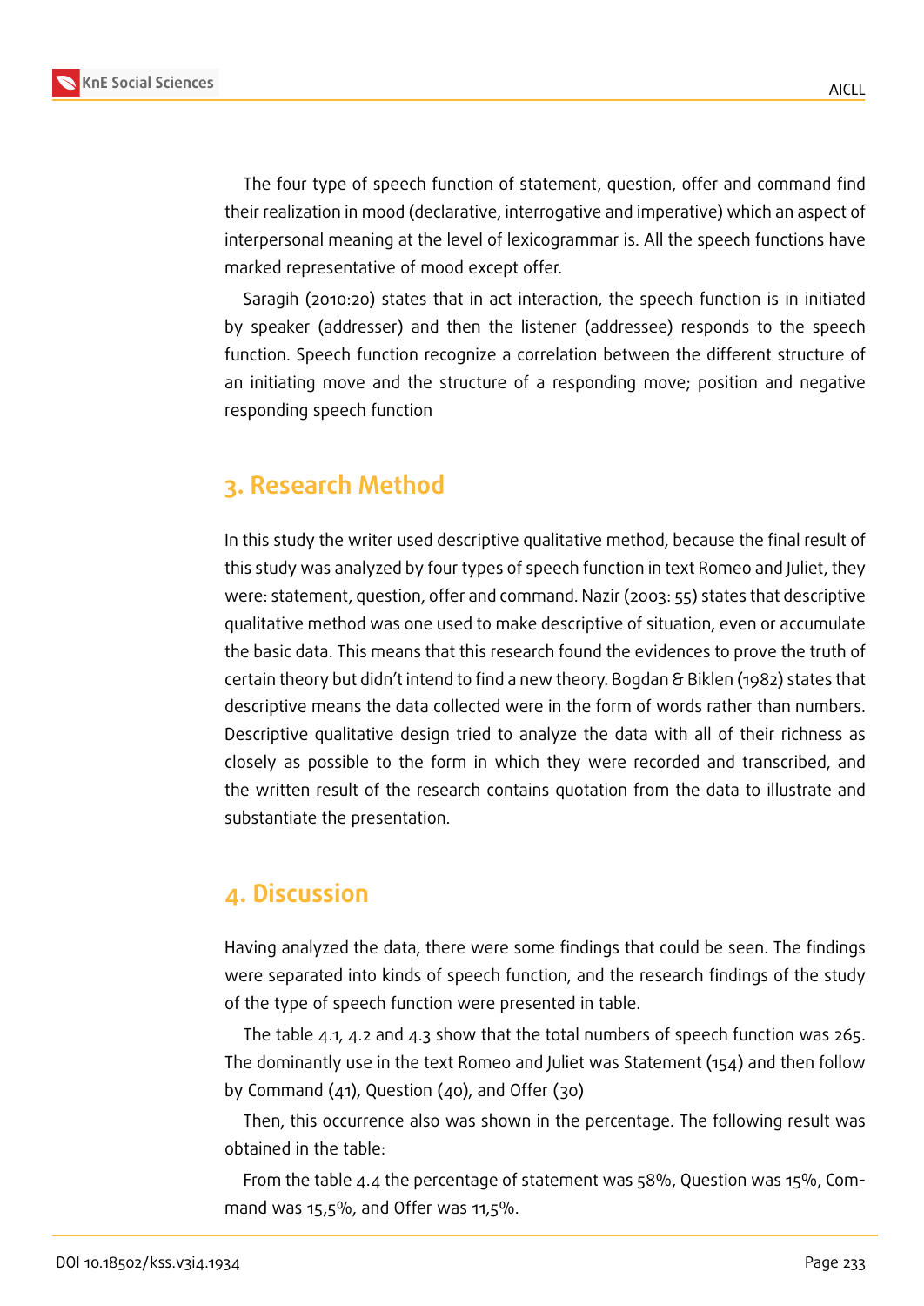The four type of speech function of statement, question, offer and command find their realization in mood (declarative, interrogative and imperative) which an aspect of interpersonal meaning at the level of lexicogrammar is. All the speech functions have marked representative of mood except offer.

Saragih (2010:20) states that in act interaction, the speech function is in initiated by speaker (addresser) and then the listener (addressee) responds to the speech function. Speech function recognize a correlation between the different structure of an initiating move and the structure of a responding move; position and negative responding speech function

## 3. Research Method

In this study the writer used descriptive qualitative method, because the final result of this study was analyzed by four types of speech function in text Romeo and Juliet, they were: statement, question, offer and command. Nazir (2003: 55) states that descriptive qualitative method was one used to make descriptive of situation, even or accumulate the basic data. This means that this research found the evidences to prove the truth of certain theory but didn't intend to find a new theory. Bogdan & Biklen (1982) states that descriptive means the data collected were in the form of words rather than numbers. Descriptive qualitative design tried to analyze the data with all of their richness as closely as possible to the form in which they were recorded and transcribed, and the written result of the research contains quotation from the data to illustrate and substantiate the presentation.

## 4. Discussion

Having analyzed the data, there were some findings that could be seen. The findings were separated into kinds of speech function, and the research findings of the study of the type of speech function were presented in table.

The table 4.1, 4.2 and 4.3 show that the total numbers of speech function was 265. The dominantly use in the text Romeo and Juliet was Statement (154) and then follow by Command (41), Question (40), and Offer (30)

Then, this occurrence also was shown in the percentage. The following result was obtained in the table:

From the table 4.4 the percentage of statement was 58%, Question was 15%, Command was 15,5%, and Offer was 11,5%.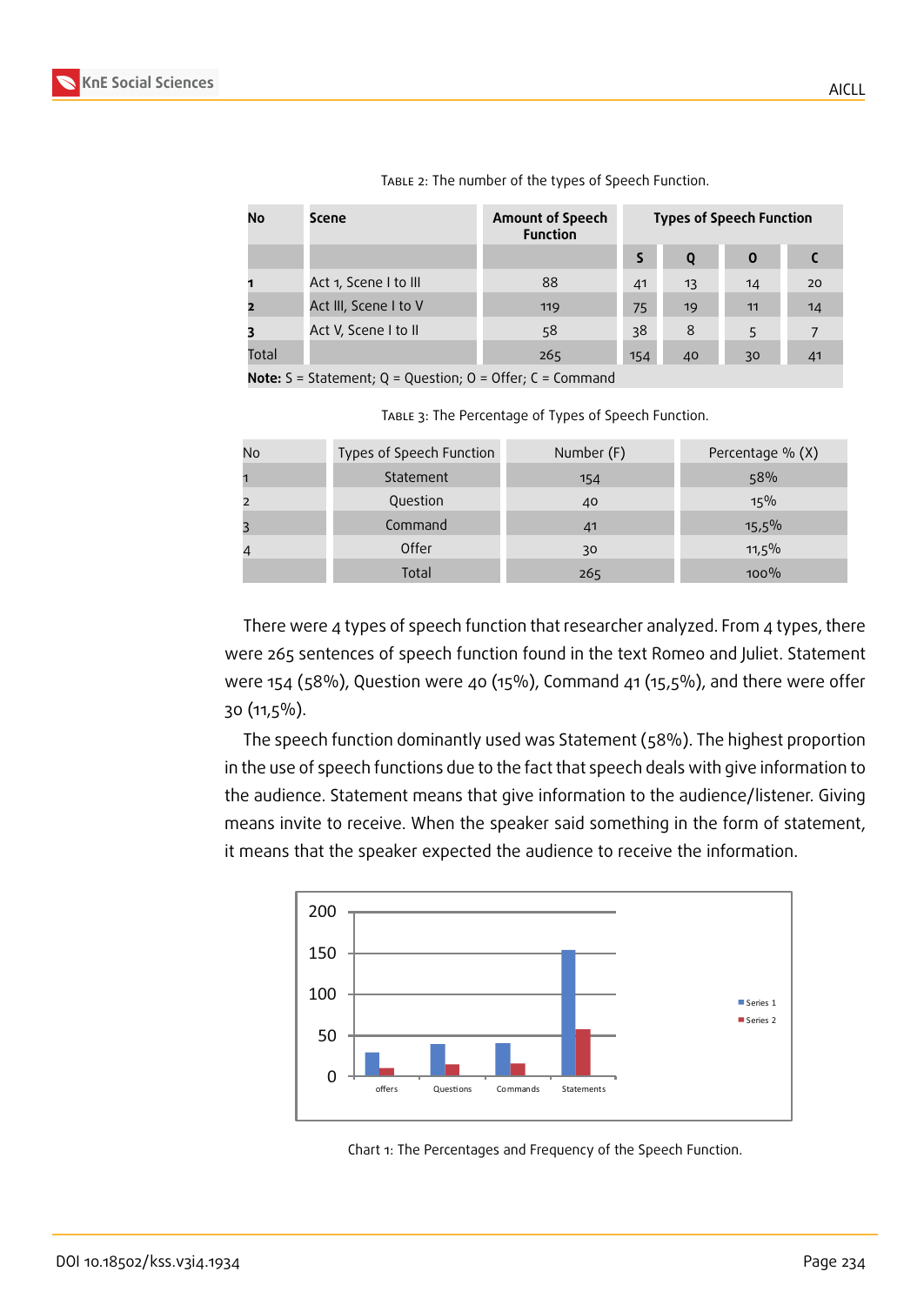Table 2: The number of the types of Speech Function.

| No | Scene | Amount of Speech Function | Types of Speech Function | | | |
|---|---|---|---|---|---|---|
| | | | S | Q | O | C |
| 1 | Act 1, Scene I to III | 88 | 41 | 13 | 14 | 20 |
| 2 | Act III, Scene I to V | 119 | 75 | 19 | 11 | 14 |
| 3 | Act V, Scene I to II | 58 | 38 | 8 | 5 | 7 |
| Total | | 265 | 154 | 40 | 30 | 41 |

**Note:** S = Statement; Q = Question; O = Offer; C = Command

Table 3: The Percentage of Types of Speech Function.

| No | Types of Speech Function | Number (F) | Percentage % (X) |
|---|---|---|---|
| 1 | Statement | 154 | 58% |
| 2 | Question | 40 | 15% |
| 3 | Command | 41 | 15,5% |
| 4 | Offer | 30 | 11,5% |
| | Total | 265 | 100% |

There were 4 types of speech function that researcher analyzed. From 4 types, there were 265 sentences of speech function found in the text Romeo and Juliet. Statement were 154 (58%), Question were 40 (15%), Command 41 (15,5%), and there were offer 30 (11,5%).

The speech function dominantly used was Statement (58%). The highest proportion in the use of speech functions due to the fact that speech deals with give information to the audience. Statement means that give information to the audience/listener. Giving means invite to receive. When the speaker said something in the form of statement, it means that the speaker expected the audience to receive the information.

Chart 1: The Percentages and Frequency of the Speech Function.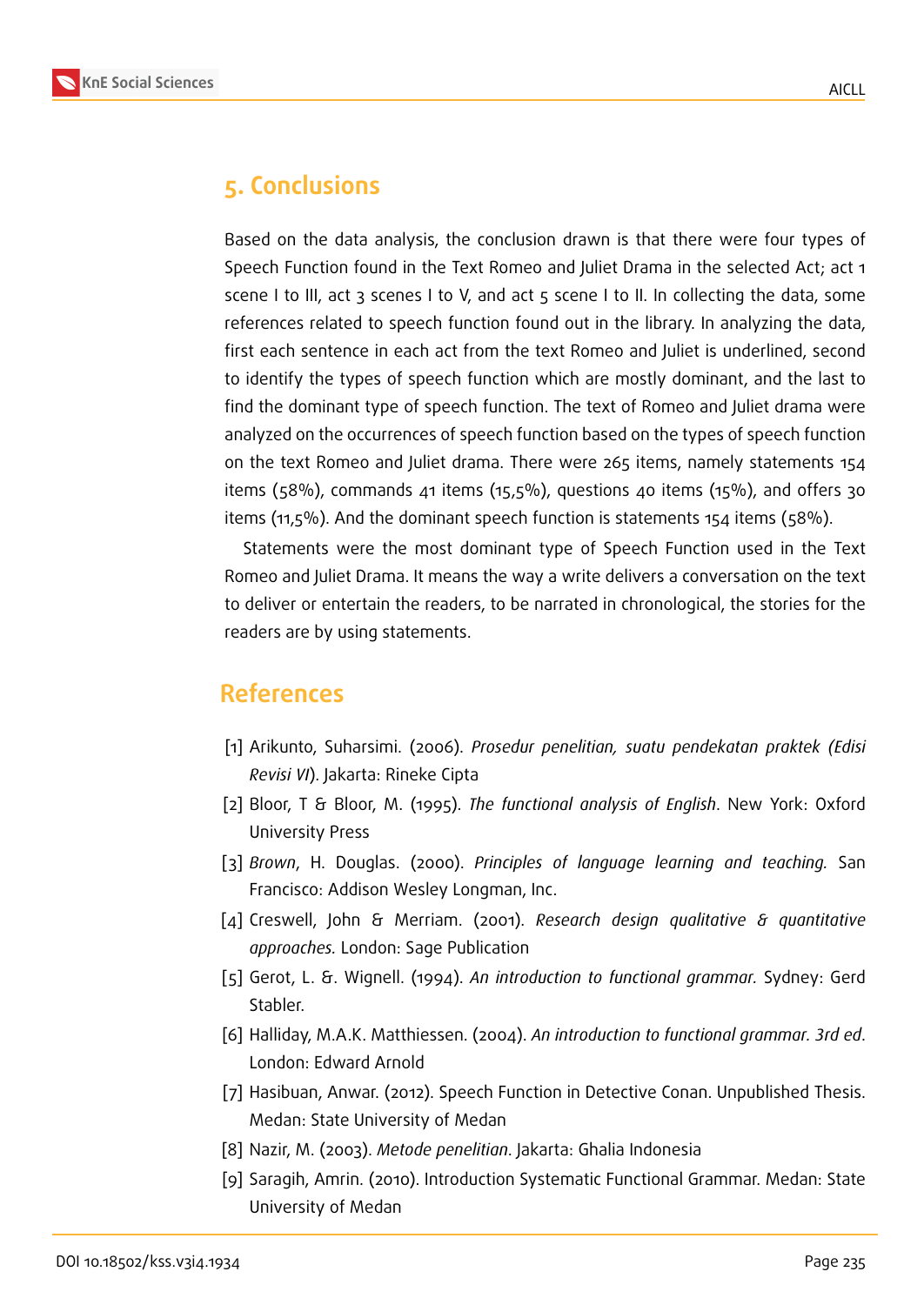## 5. Conclusions

Based on the data analysis, the conclusion drawn is that there were four types of Speech Function found in the Text Romeo and Juliet Drama in the selected Act; act 1 scene I to III, act 3 scenes I to V, and act 5 scene I to II. In collecting the data, some references related to speech function found out in the library. In analyzing the data, first each sentence in each act from the text Romeo and Juliet is underlined, second to identify the types of speech function which are mostly dominant, and the last to find the dominant type of speech function. The text of Romeo and Juliet drama were analyzed on the occurrences of speech function based on the types of speech function on the text Romeo and Juliet drama. There were 265 items, namely statements 154 items (58%), commands 41 items (15,5%), questions 40 items (15%), and offers 30 items (11,5%). And the dominant speech function is statements 154 items (58%).

Statements were the most dominant type of Speech Function used in the Text Romeo and Juliet Drama. It means the way a write delivers a conversation on the text to deliver or entertain the readers, to be narrated in chronological, the stories for the readers are by using statements.

## References

[1] Arikunto, Suharsimi. (2006). *Prosedur penelitian, suatu pendekatan praktek (Edisi Revisi VI*). Jakarta: Rineke Cipta

[2] Bloor, T & Bloor, M. (1995). *The functional analysis of English*. New York: Oxford University Press

[3] *Brown*, H. Douglas. (2000). *Principles of language learning and teaching.* San Francisco: Addison Wesley Longman, Inc.

[4] Creswell, John & Merriam. (2001). *Research design qualitative & quantitative approaches.* London: Sage Publication

[5] Gerot, L. &. Wignell. (1994). *An introduction to functional grammar.* Sydney: Gerd Stabler.

[6] Halliday, M.A.K. Matthiessen. (2004). *An introduction to functional grammar. 3rd ed*. London: Edward Arnold

[7] Hasibuan, Anwar. (2012). Speech Function in Detective Conan. Unpublished Thesis. Medan: State University of Medan

[8] Nazir, M. (2003). *Metode penelitian*. Jakarta: Ghalia Indonesia

[9] Saragih, Amrin. (2010). Introduction Systematic Functional Grammar. Medan: State University of Medan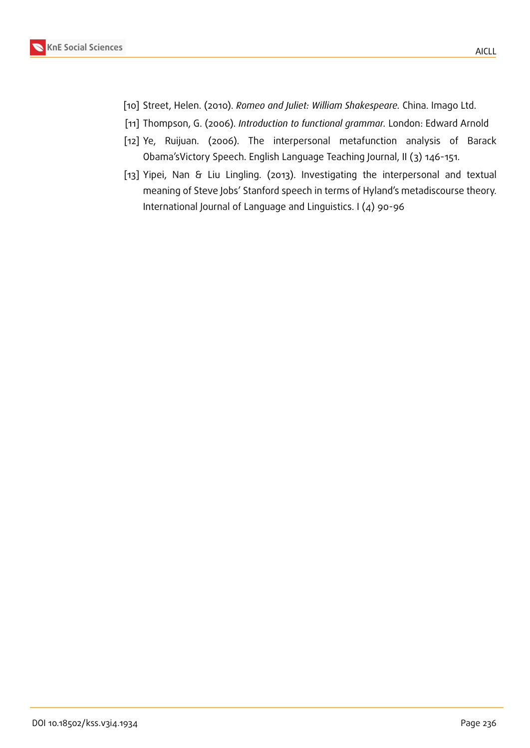[10] Street, Helen. (2010). *Romeo and Juliet: William Shakespeare.* China. Imago Ltd.

[11] Thompson, G. (2006). *Introduction to functional grammar.* London: Edward Arnold

[12] Ye, Ruijuan. (2006). The interpersonal metafunction analysis of Barack Obama'sVictory Speech. English Language Teaching Journal, II (3) 146-151.

[13] Yipei, Nan & Liu Lingling. (2013). Investigating the interpersonal and textual meaning of Steve Jobs' Stanford speech in terms of Hyland's metadiscourse theory. International Journal of Language and Linguistics. I (4) 90-96